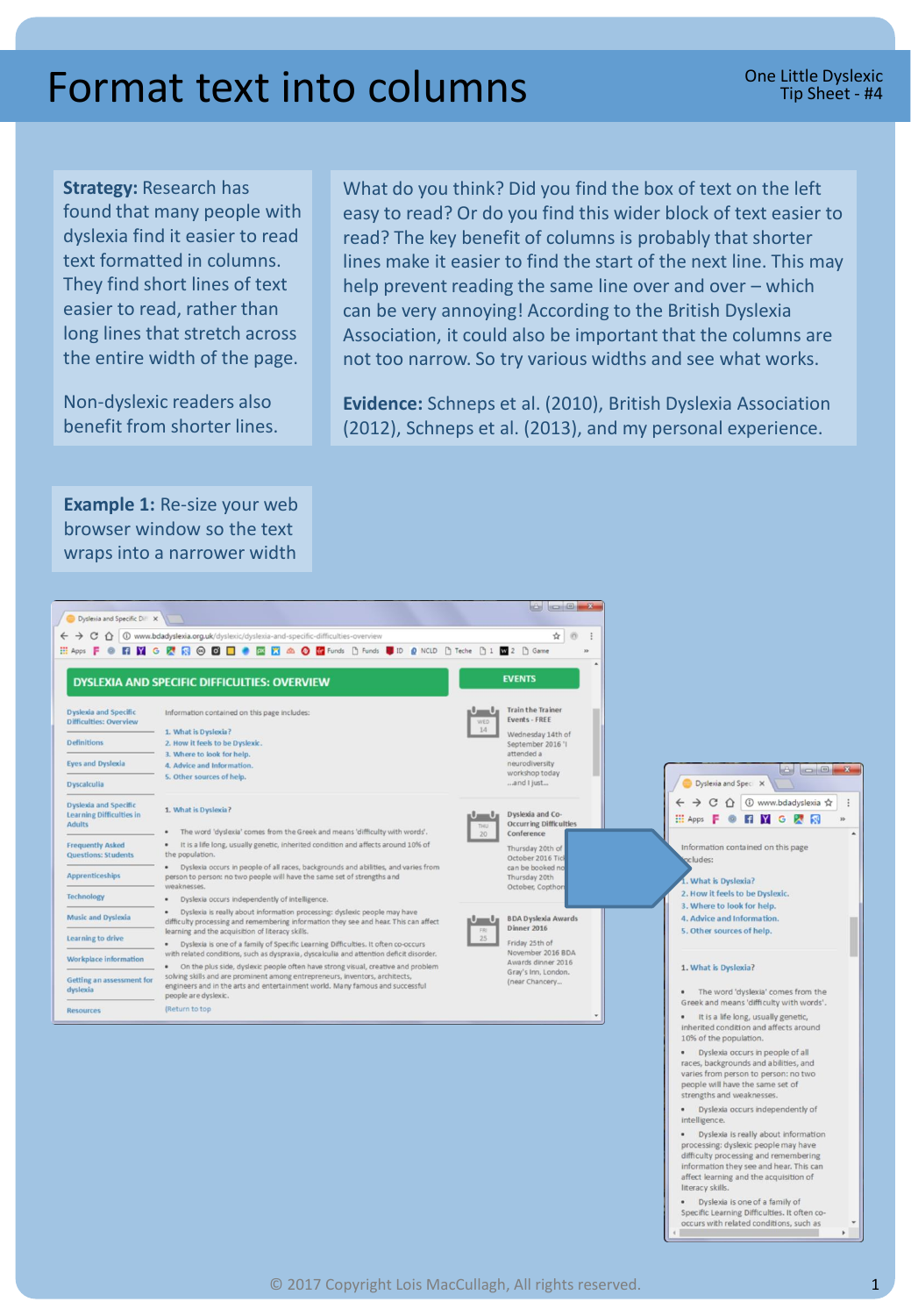# Format text into columns

One Little Dyslexic Tip Sheet - #4

**Strategy:** Research has found that many people with dyslexia find it easier to read text formatted in columns. They find short lines of text easier to read, rather than long lines that stretch across the entire width of the page.

Non-dyslexic readers also benefit from shorter lines.

What do you think? Did you find the box of text on the left easy to read? Or do you find this wider block of text easier to read? The key benefit of columns is probably that shorter lines make it easier to find the start of the next line. This may help prevent reading the same line over and over – which can be very annoying! According to the British Dyslexia Association, it could also be important that the columns are not too narrow. So try various widths and see what works.

**Evidence:** Schneps et al. (2010), British Dyslexia Association (2012), Schneps et al. (2013), and my personal experience.

**Example 1:** Re-size your web browser window so the text wraps into a narrower width

© 2017 Copyright Lois MacCullagh, All rights reserved.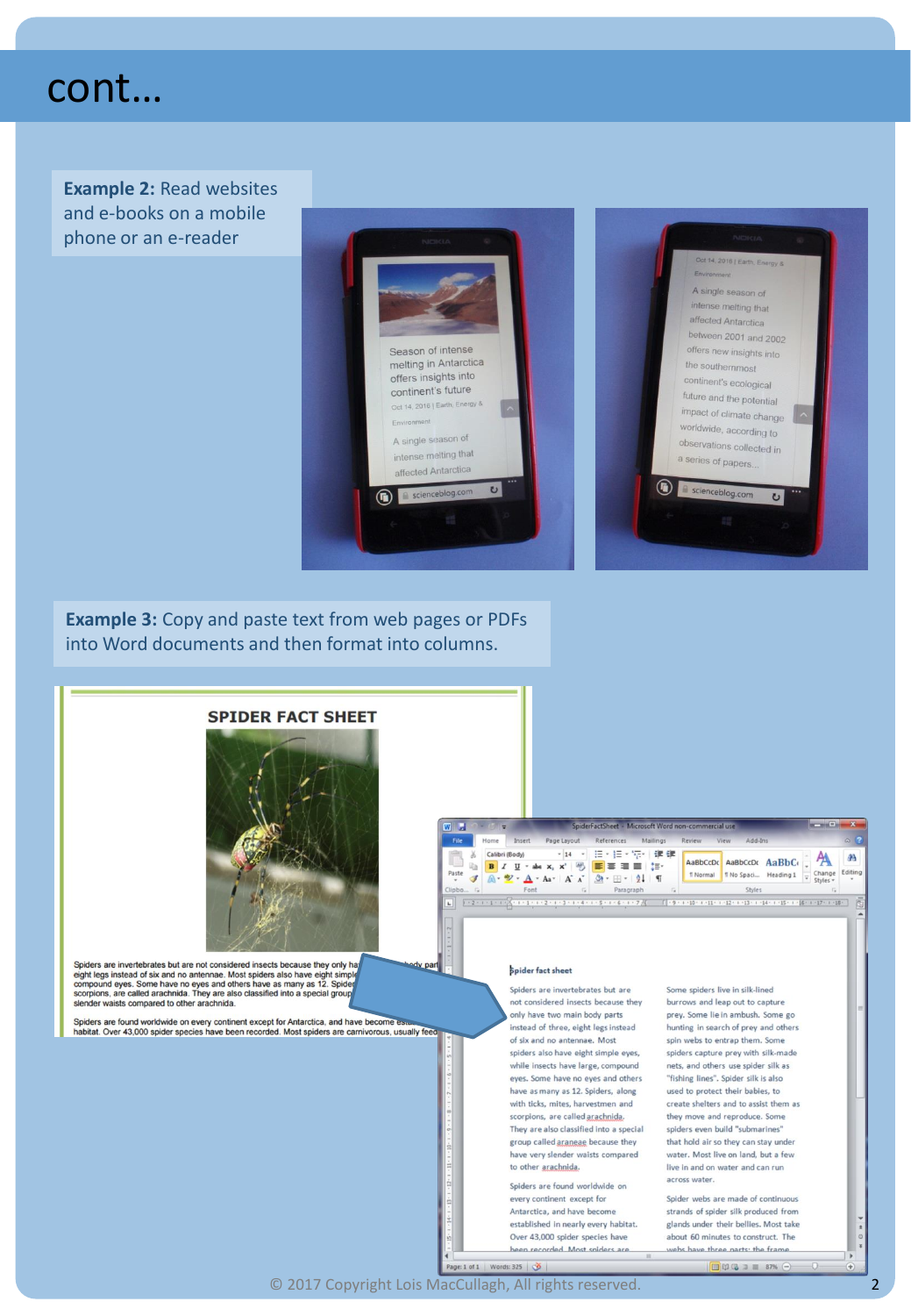# cont…

**Example 2:** Read websites and e-books on a mobile phone or an e-reader

**Example 3:** Copy and paste text from web pages or PDFs into Word documents and then format into columns.

© 2017 Copyright Lois MacCullagh, All rights reserved.